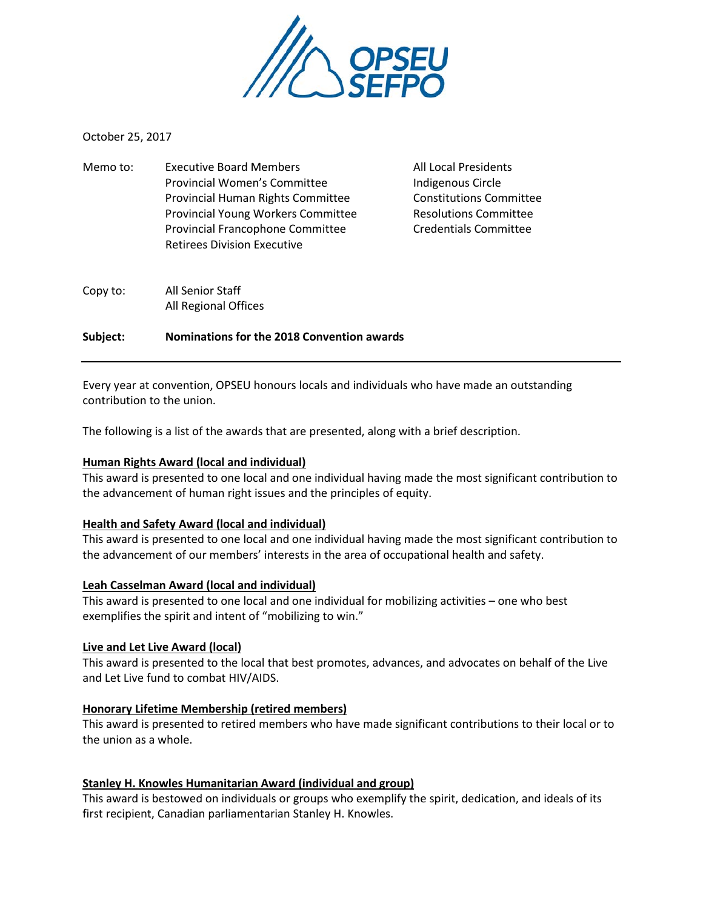October 25, 2017

Memo to: Executive Board Members
Provincial Women's Committee
Provincial Human Rights Committee
Provincial Young Workers Committee
Provincial Francophone Committee
Retirees Division Executive
All Local Presidents
Indigenous Circle
Constitutions Committee
Resolutions Committee
Credentials Committee

Copy to: All Senior Staff
All Regional Offices

**Subject: Nominations for the 2018 Convention awards**

---

Every year at convention, OPSEU honours locals and individuals who have made an outstanding contribution to the union.

The following is a list of the awards that are presented, along with a brief description.

**Human Rights Award (local and individual)**
This award is presented to one local and one individual having made the most significant contribution to the advancement of human right issues and the principles of equity.

**Health and Safety Award (local and individual)**
This award is presented to one local and one individual having made the most significant contribution to the advancement of our members' interests in the area of occupational health and safety.

**Leah Casselman Award (local and individual)**
This award is presented to one local and one individual for mobilizing activities – one who best exemplifies the spirit and intent of "mobilizing to win."

**Live and Let Live Award (local)**
This award is presented to the local that best promotes, advances, and advocates on behalf of the Live and Let Live fund to combat HIV/AIDS.

**Honorary Lifetime Membership (retired members)**
This award is presented to retired members who have made significant contributions to their local or to the union as a whole.

**Stanley H. Knowles Humanitarian Award (individual and group)**
This award is bestowed on individuals or groups who exemplify the spirit, dedication, and ideals of its first recipient, Canadian parliamentarian Stanley H. Knowles.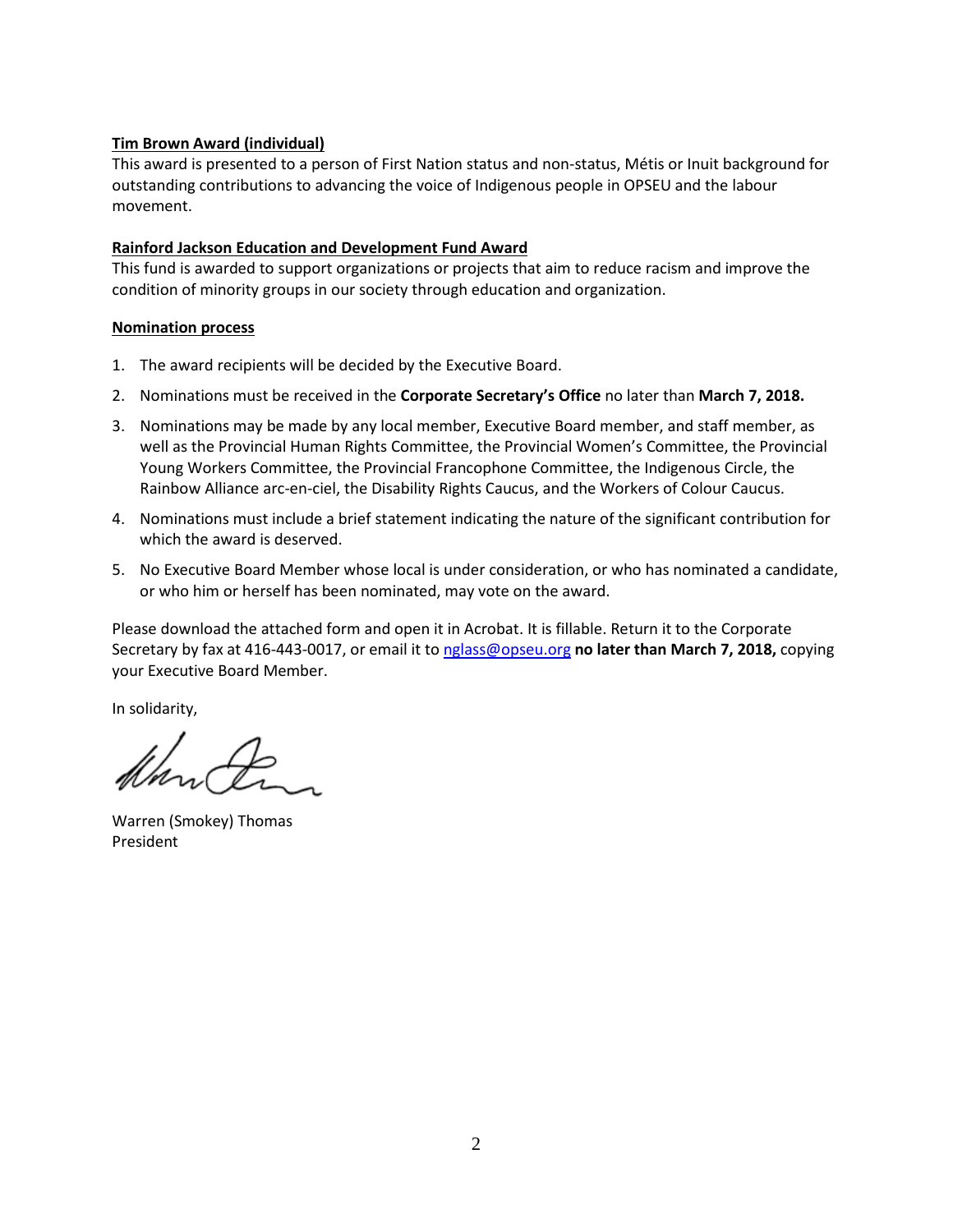**Tim Brown Award (individual)**

This award is presented to a person of First Nation status and non-status, Métis or Inuit background for outstanding contributions to advancing the voice of Indigenous people in OPSEU and the labour movement.

**Rainford Jackson Education and Development Fund Award**

This fund is awarded to support organizations or projects that aim to reduce racism and improve the condition of minority groups in our society through education and organization.

**Nomination process**

1. The award recipients will be decided by the Executive Board.
2. Nominations must be received in the **Corporate Secretary's Office** no later than **March 7, 2018.**
3. Nominations may be made by any local member, Executive Board member, and staff member, as well as the Provincial Human Rights Committee, the Provincial Women's Committee, the Provincial Young Workers Committee, the Provincial Francophone Committee, the Indigenous Circle, the Rainbow Alliance arc-en-ciel, the Disability Rights Caucus, and the Workers of Colour Caucus.
4. Nominations must include a brief statement indicating the nature of the significant contribution for which the award is deserved.
5. No Executive Board Member whose local is under consideration, or who has nominated a candidate, or who him or herself has been nominated, may vote on the award.

Please download the attached form and open it in Acrobat. It is fillable. Return it to the Corporate Secretary by fax at 416-443-0017, or email it to nglass@opseu.org **no later than March 7, 2018,** copying your Executive Board Member.

In solidarity,

Warren (Smokey) Thomas
President